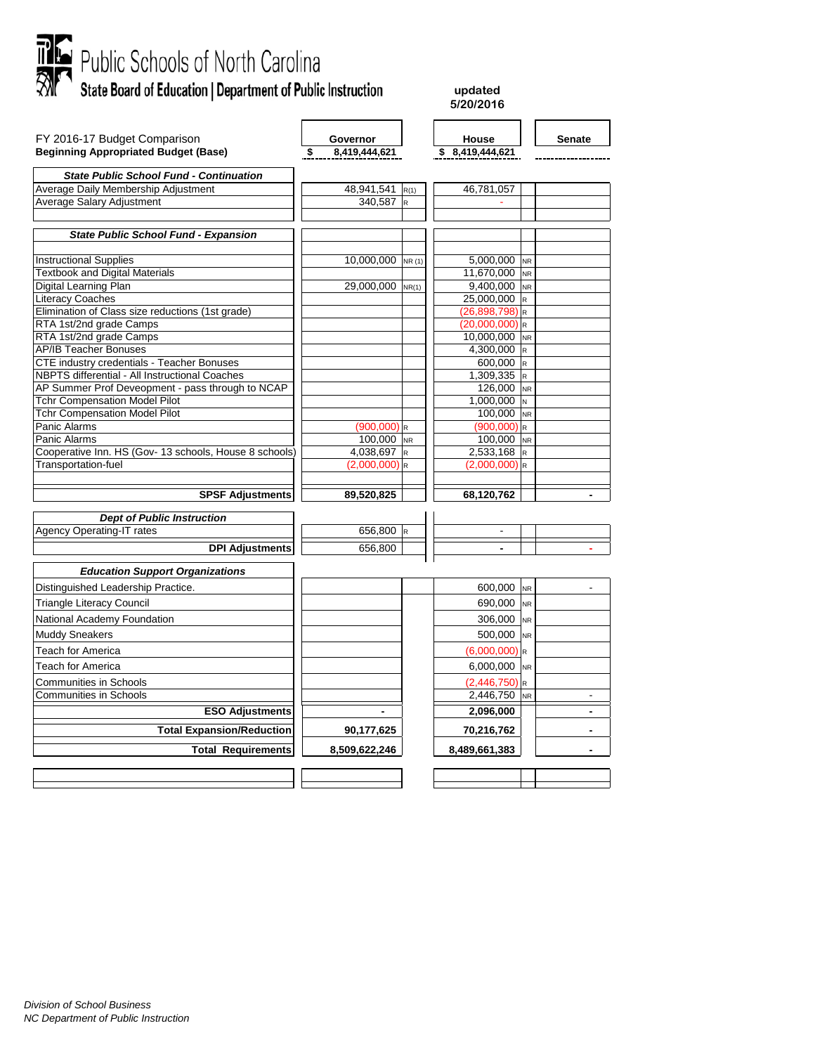# Public Schools of North Carolina

## State Board of Education | Department of Public Instruction

**updated 5/20/2016**

| FY 2016-17 Budget Comparison | Governor | | House | | Senate |
|---|---|---|---|---|---|
| **Beginning Appropriated Budget (Base)** | **$ 8,419,444,621** | | **$ 8,419,444,621** | | |
| ***State Public School Fund - Continuation*** | | | | | |
| Average Daily Membership Adjustment | 48,941,541 | R(1) | 46,781,057 | | |
| Average Salary Adjustment | 340,587 | R | - | | |
| | | | | | |
| ***State Public School Fund - Expansion*** | | | | | |
| | | | | | |
| Instructional Supplies | 10,000,000 | NR (1) | 5,000,000 | NR | |
| Textbook and Digital Materials | | | 11,670,000 | NR | |
| Digital Learning Plan | 29,000,000 | NR(1) | 9,400,000 | NR | |
| Literacy Coaches | | | 25,000,000 | R | |
| Elimination of Class size reductions (1st grade) | | | (26,898,798) | R | |
| RTA 1st/2nd grade Camps | | | (20,000,000) | R | |
| RTA 1st/2nd grade Camps | | | 10,000,000 | NR | |
| AP/IB Teacher Bonuses | | | 4,300,000 | R | |
| CTE industry credentials - Teacher Bonuses | | | 600,000 | R | |
| NBPTS differential - All Instructional Coaches | | | 1,309,335 | R | |
| AP Summer Prof Deveopment - pass through to NCAP | | | 126,000 | NR | |
| Tchr Compensation Model Pilot | | | 1,000,000 | N | |
| Tchr Compensation Model Pilot | | | 100,000 | NR | |
| Panic Alarms | (900,000) | R | (900,000) | R | |
| Panic Alarms | 100,000 | NR | 100,000 | NR | |
| Cooperative Inn. HS (Gov- 13 schools, House 8 schools) | 4,038,697 | R | 2,533,168 | R | |
| Transportation-fuel | (2,000,000) | R | (2,000,000) | R | |
| | | | | | |
| **SPSF Adjustments** | **89,520,825** | | **68,120,762** | | **-** |
| ***Dept of Public Instruction*** | | | | | |
| Agency Operating-IT rates | 656,800 | R | - | | |
| **DPI Adjustments** | 656,800 | | **-** | | - |
| ***Education Support Organizations*** | | | | | |
| Distinguished Leadership Practice. | | | 600,000 | NR | - |
| Triangle Literacy Council | | | 690,000 | NR | |
| National Academy Foundation | | | 306,000 | NR | |
| Muddy Sneakers | | | 500,000 | NR | |
| Teach for America | | | (6,000,000) | R | |
| Teach for America | | | 6,000,000 | NR | |
| Communities in Schools | | | (2,446,750) | R | |
| Communities in Schools | | | 2,446,750 | NR | - |
| **ESO Adjustments** | **-** | | **2,096,000** | | **-** |
| **Total Expansion/Reduction** | **90,177,625** | | **70,216,762** | | **-** |
| **Total Requirements** | **8,509,622,246** | | **8,489,661,383** | | **-** |

*Division of School Business*
*NC Department of Public Instruction*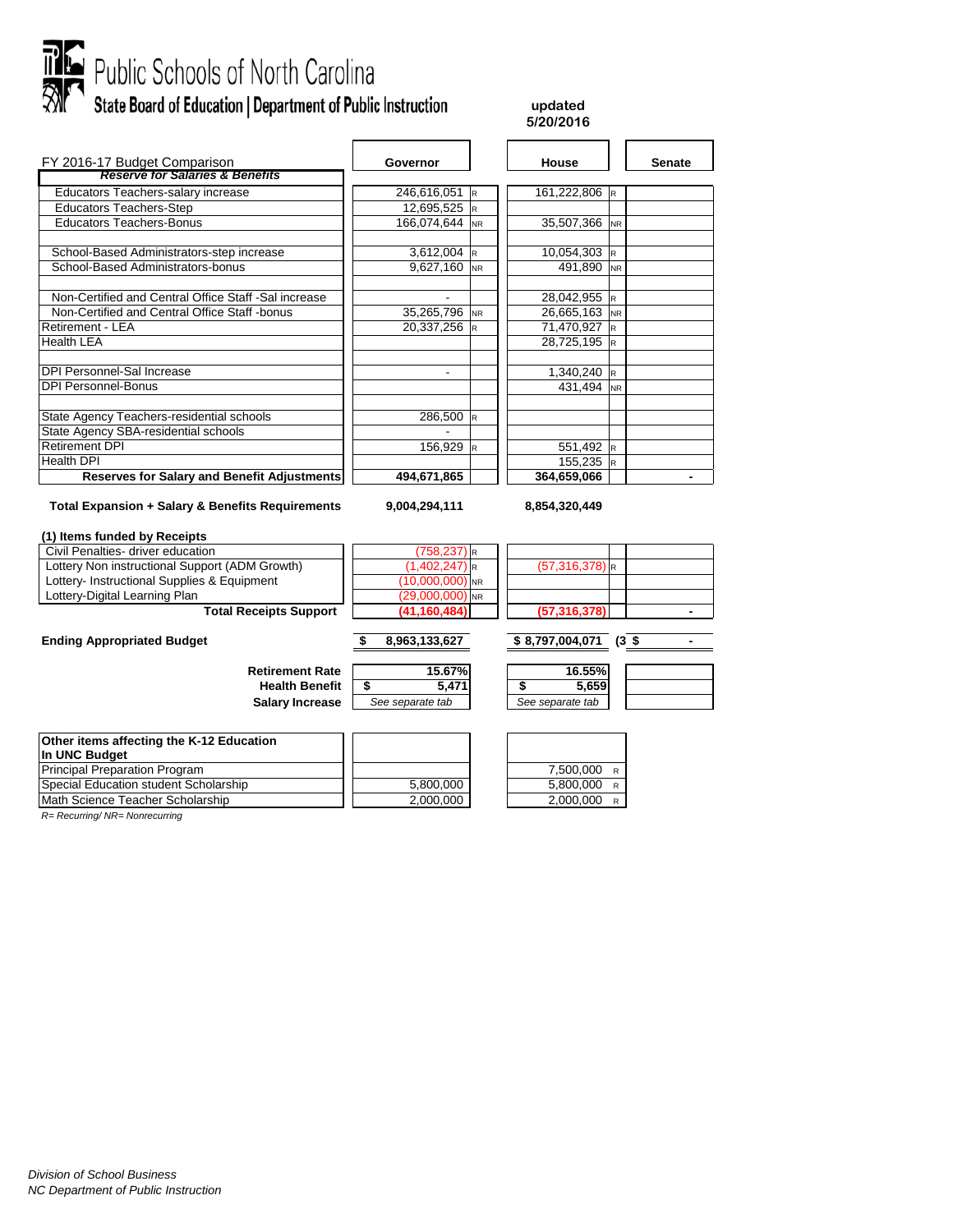# Public Schools of North Carolina

## State Board of Education | Department of Public Instruction

**updated 5/20/2016**

| FY 2016-17 Budget Comparison | Governor | | House | | Senate |
|---|---|---|---|---|---|
| ***Reserve for Salaries & Benefits*** | | | | | |
| Educators Teachers-salary increase | 246,616,051 | R | 161,222,806 | R | |
| Educators Teachers-Step | 12,695,525 | R | | | |
| Educators Teachers-Bonus | 166,074,644 | NR | 35,507,366 | NR | |
| | | | | | |
| School-Based Administrators-step increase | 3,612,004 | R | 10,054,303 | R | |
| School-Based Administrators-bonus | 9,627,160 | NR | 491,890 | NR | |
| | | | | | |
| Non-Certified and Central Office Staff -Sal increase | - | | 28,042,955 | R | |
| Non-Certified and Central Office Staff -bonus | 35,265,796 | NR | 26,665,163 | NR | |
| Retirement - LEA | 20,337,256 | R | 71,470,927 | R | |
| Health LEA | | | 28,725,195 | R | |
| | | | | | |
| DPI Personnel-Sal Increase | - | | 1,340,240 | R | |
| DPI Personnel-Bonus | | | 431,494 | NR | |
| | | | | | |
| State Agency Teachers-residential schools | 286,500 | R | | | |
| State Agency SBA-residential schools | - | | | | |
| Retirement DPI | 156,929 | R | 551,492 | R | |
| Health DPI | | | 155,235 | R | |
| **Reserves for Salary and Benefit Adjustments** | **494,671,865** | | **364,659,066** | | **-** |
| | | | | | |
| **Total Expansion + Salary & Benefits Requirements** | **9,004,294,111** | | **8,854,320,449** | | |
| | | | | | |
| **(1) Items funded by Receipts** | | | | | |
| Civil Penalties- driver education | (758,237) | R | | | |
| Lottery Non instructional Support (ADM Growth) | (1,402,247) | R | (57,316,378) | R | |
| Lottery- Instructional Supplies & Equipment | (10,000,000) | NR | | | |
| Lottery-Digital Learning Plan | (29,000,000) | NR | | | |
| **Total Receipts Support** | **(41,160,484)** | | **(57,316,378)** | | **-** |
| | | | | | |
| **Ending Appropriated Budget** | **$ 8,963,133,627** | | **$ 8,797,004,071** | (3 | **$ -** |
| | | | | | |
| **Retirement Rate** | **15.67%** | | **16.55%** | | |
| **Health Benefit** | **$ 5,471** | | **$ 5,659** | | |
| **Salary Increase** | *See separate tab* | | *See separate tab* | | |

| Other items affecting the K-12 Education In UNC Budget | Governor | House | |
|---|---|---|---|
| Principal Preparation Program | | 7,500,000 | R |
| Special Education student Scholarship | 5,800,000 | 5,800,000 | R |
| Math Science Teacher Scholarship | 2,000,000 | 2,000,000 | R |

*R= Recurring/ NR= Nonrecurring*

*Division of School Business*
*NC Department of Public Instruction*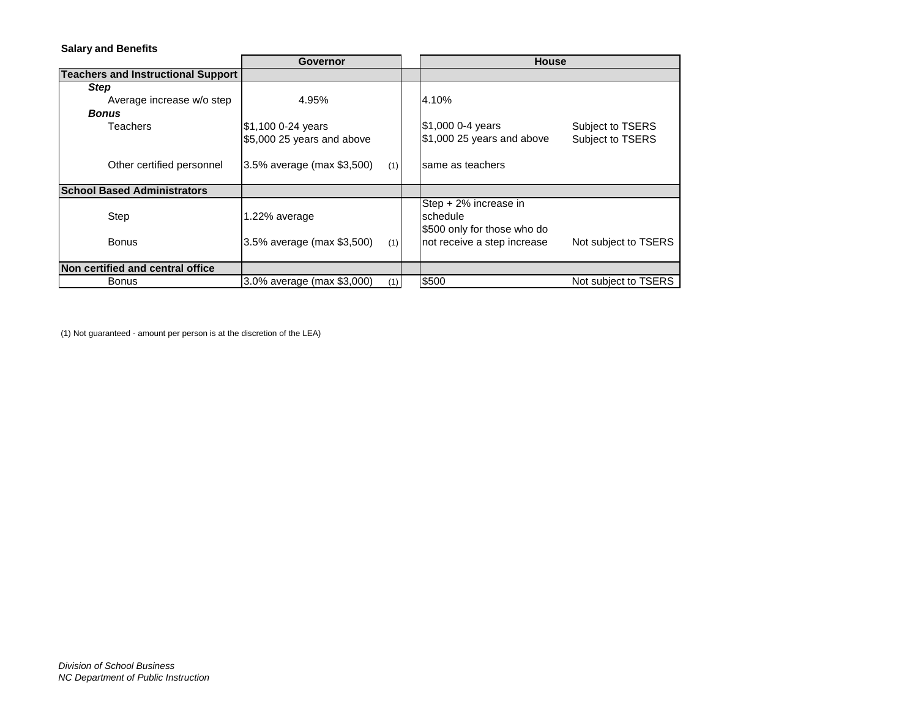**Salary and Benefits**

| | Governor | | House | |
|---|---|---|---|---|
| **Teachers and Instructional Support** | | | | |
| ***Step*** | | | | |
| Average increase w/o step | 4.95% | | 4.10% | |
| ***Bonus*** | | | | |
| Teachers | $1,100 0-24 years | | $1,000 0-4 years | Subject to TSERS |
| | $5,000 25 years and above | | $1,000 25 years and above | Subject to TSERS |
| Other certified personnel | 3.5% average (max $3,500) | (1) | same as teachers | |
| **School Based Administrators** | | | | |
| Step | 1.22% average | | Step + 2% increase in schedule | |
| Bonus | 3.5% average (max $3,500) | (1) | $500 only for those who do not receive a step increase | Not subject to TSERS |
| **Non certified and central office** | | | | |
| Bonus | 3.0% average (max $3,000) | (1) | $500 | Not subject to TSERS |

(1) Not guaranteed - amount per person is at the discretion of the LEA)

*Division of School Business*
*NC Department of Public Instruction*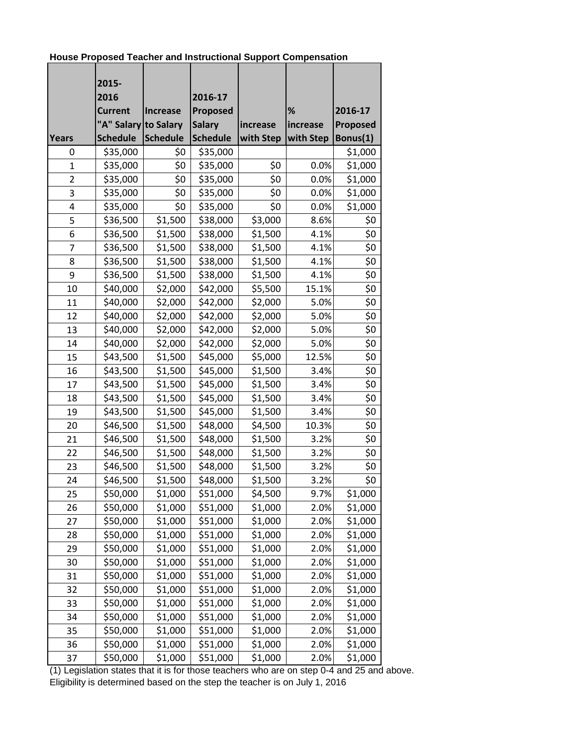**House Proposed Teacher and Instructional Support Compensation**

| Years | 2015-2016 Current "A" Salary Schedule | Increase to Salary Schedule | 2016-17 Proposed Salary Schedule | increase with Step | % increase with Step | 2016-17 Proposed Bonus(1) |
|---|---|---|---|---|---|---|
| 0 | $35,000 | $0 | $35,000 | | | $1,000 |
| 1 | $35,000 | $0 | $35,000 | $0 | 0.0% | $1,000 |
| 2 | $35,000 | $0 | $35,000 | $0 | 0.0% | $1,000 |
| 3 | $35,000 | $0 | $35,000 | $0 | 0.0% | $1,000 |
| 4 | $35,000 | $0 | $35,000 | $0 | 0.0% | $1,000 |
| 5 | $36,500 | $1,500 | $38,000 | $3,000 | 8.6% | $0 |
| 6 | $36,500 | $1,500 | $38,000 | $1,500 | 4.1% | $0 |
| 7 | $36,500 | $1,500 | $38,000 | $1,500 | 4.1% | $0 |
| 8 | $36,500 | $1,500 | $38,000 | $1,500 | 4.1% | $0 |
| 9 | $36,500 | $1,500 | $38,000 | $1,500 | 4.1% | $0 |
| 10 | $40,000 | $2,000 | $42,000 | $5,500 | 15.1% | $0 |
| 11 | $40,000 | $2,000 | $42,000 | $2,000 | 5.0% | $0 |
| 12 | $40,000 | $2,000 | $42,000 | $2,000 | 5.0% | $0 |
| 13 | $40,000 | $2,000 | $42,000 | $2,000 | 5.0% | $0 |
| 14 | $40,000 | $2,000 | $42,000 | $2,000 | 5.0% | $0 |
| 15 | $43,500 | $1,500 | $45,000 | $5,000 | 12.5% | $0 |
| 16 | $43,500 | $1,500 | $45,000 | $1,500 | 3.4% | $0 |
| 17 | $43,500 | $1,500 | $45,000 | $1,500 | 3.4% | $0 |
| 18 | $43,500 | $1,500 | $45,000 | $1,500 | 3.4% | $0 |
| 19 | $43,500 | $1,500 | $45,000 | $1,500 | 3.4% | $0 |
| 20 | $46,500 | $1,500 | $48,000 | $4,500 | 10.3% | $0 |
| 21 | $46,500 | $1,500 | $48,000 | $1,500 | 3.2% | $0 |
| 22 | $46,500 | $1,500 | $48,000 | $1,500 | 3.2% | $0 |
| 23 | $46,500 | $1,500 | $48,000 | $1,500 | 3.2% | $0 |
| 24 | $46,500 | $1,500 | $48,000 | $1,500 | 3.2% | $0 |
| 25 | $50,000 | $1,000 | $51,000 | $4,500 | 9.7% | $1,000 |
| 26 | $50,000 | $1,000 | $51,000 | $1,000 | 2.0% | $1,000 |
| 27 | $50,000 | $1,000 | $51,000 | $1,000 | 2.0% | $1,000 |
| 28 | $50,000 | $1,000 | $51,000 | $1,000 | 2.0% | $1,000 |
| 29 | $50,000 | $1,000 | $51,000 | $1,000 | 2.0% | $1,000 |
| 30 | $50,000 | $1,000 | $51,000 | $1,000 | 2.0% | $1,000 |
| 31 | $50,000 | $1,000 | $51,000 | $1,000 | 2.0% | $1,000 |
| 32 | $50,000 | $1,000 | $51,000 | $1,000 | 2.0% | $1,000 |
| 33 | $50,000 | $1,000 | $51,000 | $1,000 | 2.0% | $1,000 |
| 34 | $50,000 | $1,000 | $51,000 | $1,000 | 2.0% | $1,000 |
| 35 | $50,000 | $1,000 | $51,000 | $1,000 | 2.0% | $1,000 |
| 36 | $50,000 | $1,000 | $51,000 | $1,000 | 2.0% | $1,000 |
| 37 | $50,000 | $1,000 | $51,000 | $1,000 | 2.0% | $1,000 |

(1) Legislation states that it is for those teachers who are on step 0-4 and 25 and above.
Eligibility is determined based on the step the teacher is on July 1, 2016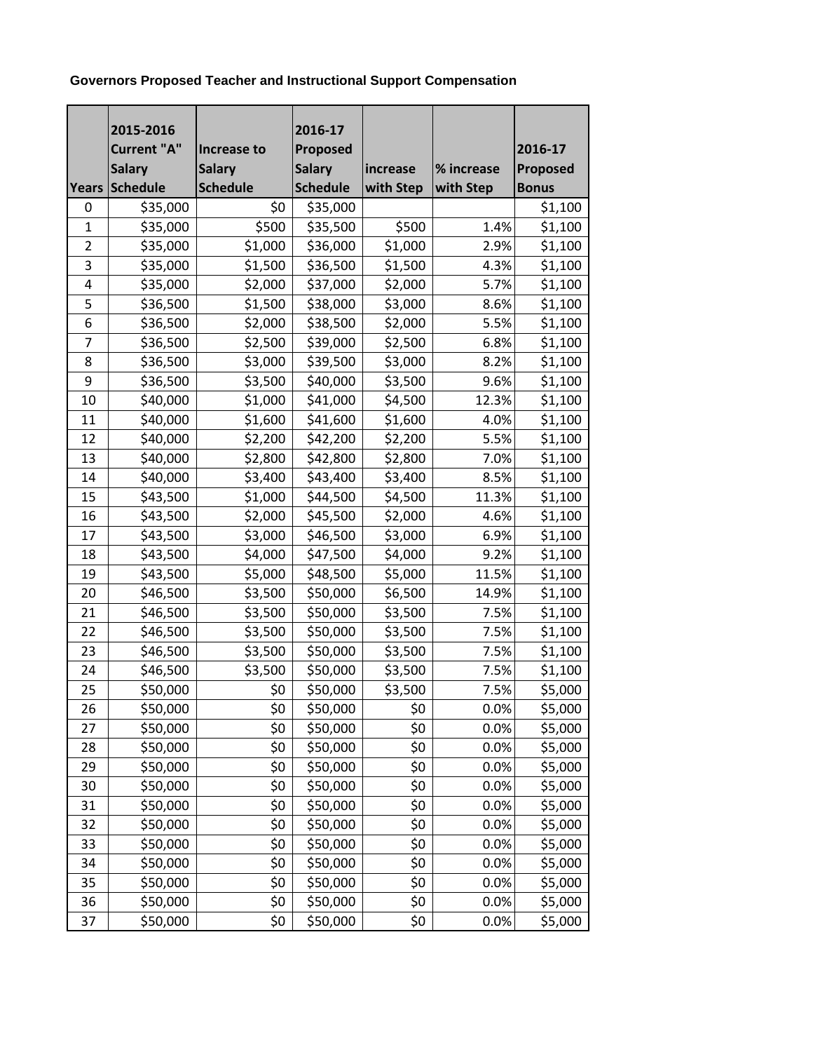**Governors Proposed Teacher and Instructional Support Compensation**

| Years | 2015-2016 Current "A" Salary Schedule | Increase to Salary Schedule | 2016-17 Proposed Salary Schedule | increase with Step | % increase with Step | 2016-17 Proposed Bonus |
|---|---|---|---|---|---|---|
| 0 | $35,000 | $0 | $35,000 | | | $1,100 |
| 1 | $35,000 | $500 | $35,500 | $500 | 1.4% | $1,100 |
| 2 | $35,000 | $1,000 | $36,000 | $1,000 | 2.9% | $1,100 |
| 3 | $35,000 | $1,500 | $36,500 | $1,500 | 4.3% | $1,100 |
| 4 | $35,000 | $2,000 | $37,000 | $2,000 | 5.7% | $1,100 |
| 5 | $36,500 | $1,500 | $38,000 | $3,000 | 8.6% | $1,100 |
| 6 | $36,500 | $2,000 | $38,500 | $2,000 | 5.5% | $1,100 |
| 7 | $36,500 | $2,500 | $39,000 | $2,500 | 6.8% | $1,100 |
| 8 | $36,500 | $3,000 | $39,500 | $3,000 | 8.2% | $1,100 |
| 9 | $36,500 | $3,500 | $40,000 | $3,500 | 9.6% | $1,100 |
| 10 | $40,000 | $1,000 | $41,000 | $4,500 | 12.3% | $1,100 |
| 11 | $40,000 | $1,600 | $41,600 | $1,600 | 4.0% | $1,100 |
| 12 | $40,000 | $2,200 | $42,200 | $2,200 | 5.5% | $1,100 |
| 13 | $40,000 | $2,800 | $42,800 | $2,800 | 7.0% | $1,100 |
| 14 | $40,000 | $3,400 | $43,400 | $3,400 | 8.5% | $1,100 |
| 15 | $43,500 | $1,000 | $44,500 | $4,500 | 11.3% | $1,100 |
| 16 | $43,500 | $2,000 | $45,500 | $2,000 | 4.6% | $1,100 |
| 17 | $43,500 | $3,000 | $46,500 | $3,000 | 6.9% | $1,100 |
| 18 | $43,500 | $4,000 | $47,500 | $4,000 | 9.2% | $1,100 |
| 19 | $43,500 | $5,000 | $48,500 | $5,000 | 11.5% | $1,100 |
| 20 | $46,500 | $3,500 | $50,000 | $6,500 | 14.9% | $1,100 |
| 21 | $46,500 | $3,500 | $50,000 | $3,500 | 7.5% | $1,100 |
| 22 | $46,500 | $3,500 | $50,000 | $3,500 | 7.5% | $1,100 |
| 23 | $46,500 | $3,500 | $50,000 | $3,500 | 7.5% | $1,100 |
| 24 | $46,500 | $3,500 | $50,000 | $3,500 | 7.5% | $1,100 |
| 25 | $50,000 | $0 | $50,000 | $3,500 | 7.5% | $5,000 |
| 26 | $50,000 | $0 | $50,000 | $0 | 0.0% | $5,000 |
| 27 | $50,000 | $0 | $50,000 | $0 | 0.0% | $5,000 |
| 28 | $50,000 | $0 | $50,000 | $0 | 0.0% | $5,000 |
| 29 | $50,000 | $0 | $50,000 | $0 | 0.0% | $5,000 |
| 30 | $50,000 | $0 | $50,000 | $0 | 0.0% | $5,000 |
| 31 | $50,000 | $0 | $50,000 | $0 | 0.0% | $5,000 |
| 32 | $50,000 | $0 | $50,000 | $0 | 0.0% | $5,000 |
| 33 | $50,000 | $0 | $50,000 | $0 | 0.0% | $5,000 |
| 34 | $50,000 | $0 | $50,000 | $0 | 0.0% | $5,000 |
| 35 | $50,000 | $0 | $50,000 | $0 | 0.0% | $5,000 |
| 36 | $50,000 | $0 | $50,000 | $0 | 0.0% | $5,000 |
| 37 | $50,000 | $0 | $50,000 | $0 | 0.0% | $5,000 |